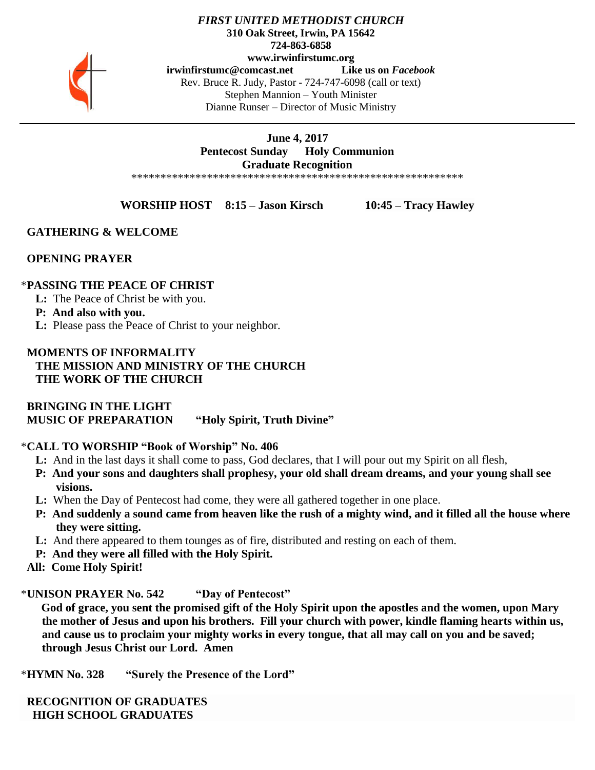*FIRST UNITED METHODIST CHURCH*
**310 Oak Street, Irwin, PA 15642**
**724-863-6858**
**www.irwinfirstumc.org**
**irwinfirstumc@comcast.net** **Like us on *Facebook***
Rev. Bruce R. Judy, Pastor - 724-747-6098 (call or text)
Stephen Mannion – Youth Minister
Dianne Runser – Director of Music Ministry

---

**June 4, 2017**
**Pentecost Sunday Holy Communion**
**Graduate Recognition**

**********************************************************

**WORSHIP HOST 8:15 – Jason Kirsch 10:45 – Tracy Hawley**

**GATHERING & WELCOME**

**OPENING PRAYER**

*__PASSING THE PEACE OF CHRIST__

**L:** The Peace of Christ be with you.
**P: And also with you.**
**L:** Please pass the Peace of Christ to your neighbor.

**MOMENTS OF INFORMALITY**
**THE MISSION AND MINISTRY OF THE CHURCH**
**THE WORK OF THE CHURCH**

**BRINGING IN THE LIGHT**
**MUSIC OF PREPARATION "Holy Spirit, Truth Divine"**

*__CALL TO WORSHIP "Book of Worship" No. 406__

**L:** And in the last days it shall come to pass, God declares, that I will pour out my Spirit on all flesh,
**P: And your sons and daughters shall prophesy, your old shall dream dreams, and your young shall see visions.**
**L:** When the Day of Pentecost had come, they were all gathered together in one place.
**P: And suddenly a sound came from heaven like the rush of a mighty wind, and it filled all the house where they were sitting.**
**L:** And there appeared to them tounges as of fire, distributed and resting on each of them.
**P: And they were all filled with the Holy Spirit.**
**All: Come Holy Spirit!**

*__UNISON PRAYER No. 542 "Day of Pentecost"__

**God of grace, you sent the promised gift of the Holy Spirit upon the apostles and the women, upon Mary the mother of Jesus and upon his brothers. Fill your church with power, kindle flaming hearts within us, and cause us to proclaim your mighty works in every tongue, that all may call on you and be saved; through Jesus Christ our Lord. Amen**

*__HYMN No. 328 "Surely the Presence of the Lord"__

**RECOGNITION OF GRADUATES**
**HIGH SCHOOL GRADUATES**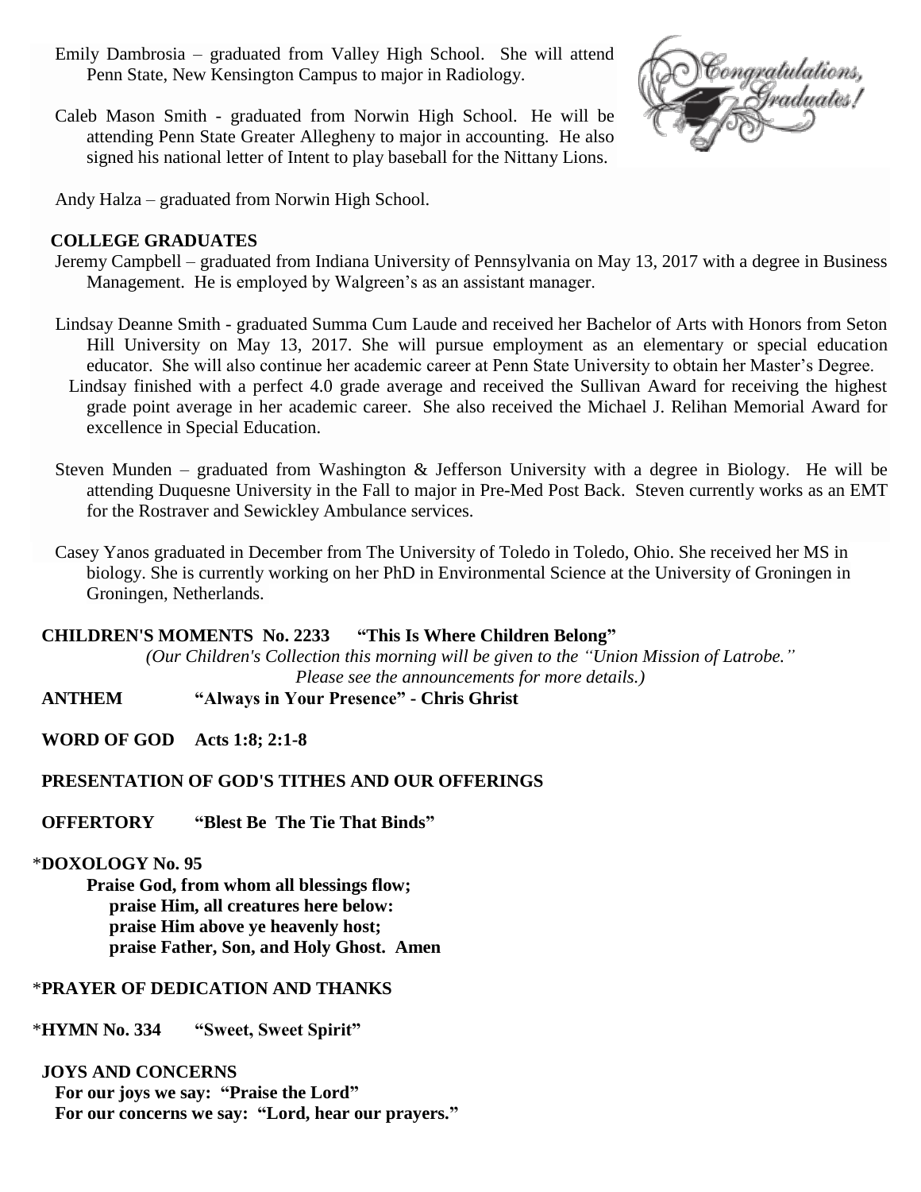Emily Dambrosia – graduated from Valley High School. She will attend Penn State, New Kensington Campus to major in Radiology.

Caleb Mason Smith - graduated from Norwin High School. He will be attending Penn State Greater Allegheny to major in accounting. He also signed his national letter of Intent to play baseball for the Nittany Lions.

Andy Halza – graduated from Norwin High School.

**COLLEGE GRADUATES**

Jeremy Campbell – graduated from Indiana University of Pennsylvania on May 13, 2017 with a degree in Business Management. He is employed by Walgreen's as an assistant manager.

Lindsay Deanne Smith - graduated Summa Cum Laude and received her Bachelor of Arts with Honors from Seton Hill University on May 13, 2017. She will pursue employment as an elementary or special education educator. She will also continue her academic career at Penn State University to obtain her Master's Degree. Lindsay finished with a perfect 4.0 grade average and received the Sullivan Award for receiving the highest grade point average in her academic career. She also received the Michael J. Relihan Memorial Award for excellence in Special Education.

Steven Munden – graduated from Washington & Jefferson University with a degree in Biology. He will be attending Duquesne University in the Fall to major in Pre-Med Post Back. Steven currently works as an EMT for the Rostraver and Sewickley Ambulance services.

Casey Yanos graduated in December from The University of Toledo in Toledo, Ohio. She received her MS in biology. She is currently working on her PhD in Environmental Science at the University of Groningen in Groningen, Netherlands.

**CHILDREN'S MOMENTS No. 2233 "This Is Where Children Belong"**

*(Our Children's Collection this morning will be given to the "Union Mission of Latrobe." Please see the announcements for more details.)*

**ANTHEM "Always in Your Presence" - Chris Ghrist**

**WORD OF GOD Acts 1:8; 2:1-8**

**PRESENTATION OF GOD'S TITHES AND OUR OFFERINGS**

**OFFERTORY "Blest Be The Tie That Binds"**

*__DOXOLOGY No. 95__

**Praise God, from whom all blessings flow;**
**praise Him, all creatures here below:**
**praise Him above ye heavenly host;**
**praise Father, Son, and Holy Ghost. Amen**

*__PRAYER OF DEDICATION AND THANKS__

*__HYMN No. 334 "Sweet, Sweet Spirit"__

**JOYS AND CONCERNS**

**For our joys we say: "Praise the Lord"**
**For our concerns we say: "Lord, hear our prayers."**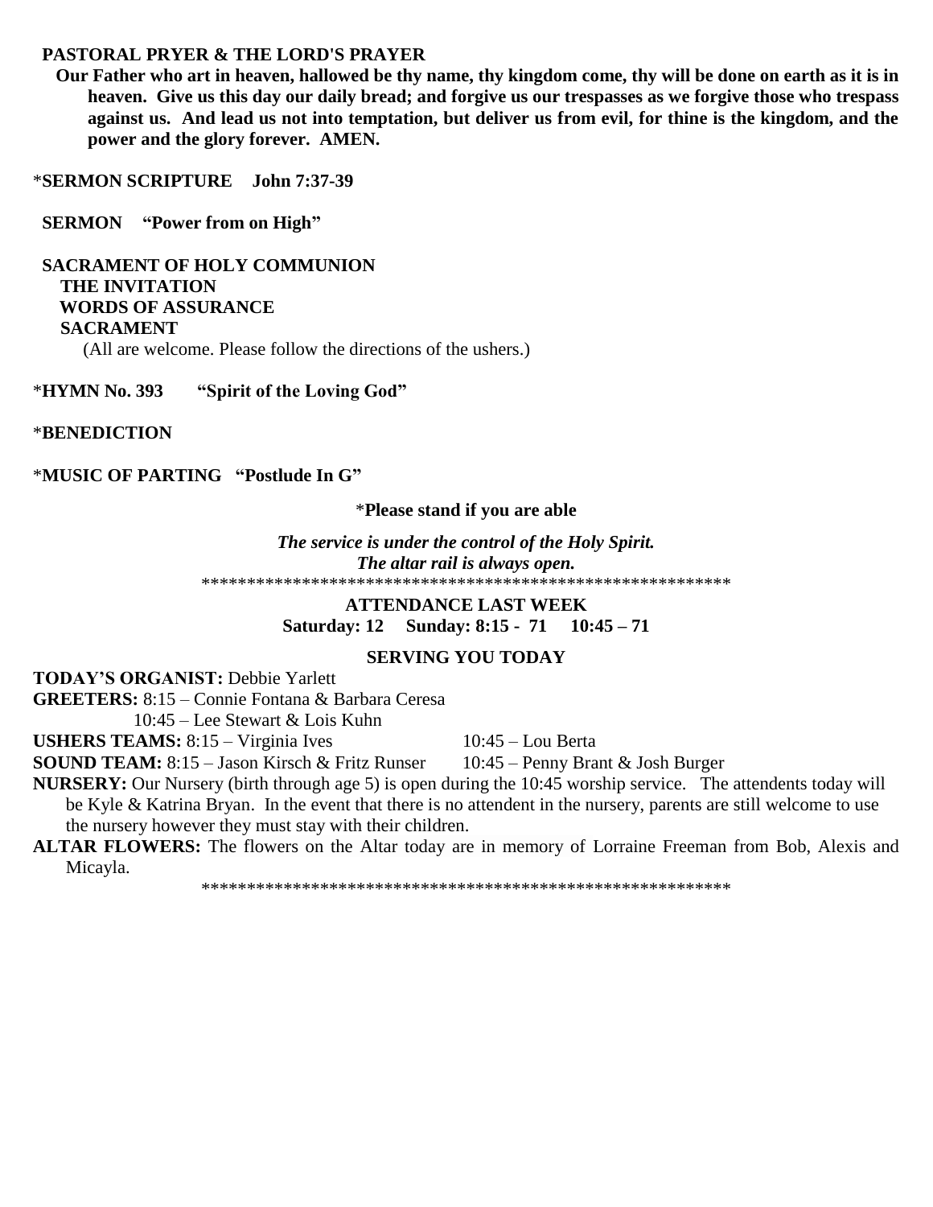**PASTORAL PRYER & THE LORD'S PRAYER**

**Our Father who art in heaven, hallowed be thy name, thy kingdom come, thy will be done on earth as it is in heaven. Give us this day our daily bread; and forgive us our trespasses as we forgive those who trespass against us. And lead us not into temptation, but deliver us from evil, for thine is the kingdom, and the power and the glory forever. AMEN.**

\***SERMON SCRIPTURE John 7:37-39**

**SERMON "Power from on High"**

**SACRAMENT OF HOLY COMMUNION**

**THE INVITATION**

**WORDS OF ASSURANCE**

**SACRAMENT**

(All are welcome. Please follow the directions of the ushers.)

\***HYMN No. 393 "Spirit of the Loving God"**

\***BENEDICTION**

\***MUSIC OF PARTING "Postlude In G"**

\***Please stand if you are able**

***The service is under the control of the Holy Spirit.***
***The altar rail is always open.***

\*\*\*\*\*\*\*\*\*\*\*\*\*\*\*\*\*\*\*\*\*\*\*\*\*\*\*\*\*\*\*\*\*\*\*\*\*\*\*\*\*\*\*\*\*\*\*\*\*\*\*\*\*\*\*\*\*\*\*\*

**ATTENDANCE LAST WEEK**

**Saturday: 12 Sunday: 8:15 - 71 10:45 – 71**

**SERVING YOU TODAY**

**TODAY'S ORGANIST:** Debbie Yarlett

**GREETERS:** 8:15 – Connie Fontana & Barbara Ceresa
10:45 – Lee Stewart & Lois Kuhn

**USHERS TEAMS:** 8:15 – Virginia Ives 10:45 – Lou Berta

**SOUND TEAM:** 8:15 – Jason Kirsch & Fritz Runser 10:45 – Penny Brant & Josh Burger

**NURSERY:** Our Nursery (birth through age 5) is open during the 10:45 worship service. The attendents today will be Kyle & Katrina Bryan. In the event that there is no attendent in the nursery, parents are still welcome to use the nursery however they must stay with their children.

**ALTAR FLOWERS:** The flowers on the Altar today are in memory of Lorraine Freeman from Bob, Alexis and Micayla.

\*\*\*\*\*\*\*\*\*\*\*\*\*\*\*\*\*\*\*\*\*\*\*\*\*\*\*\*\*\*\*\*\*\*\*\*\*\*\*\*\*\*\*\*\*\*\*\*\*\*\*\*\*\*\*\*\*\*\*\*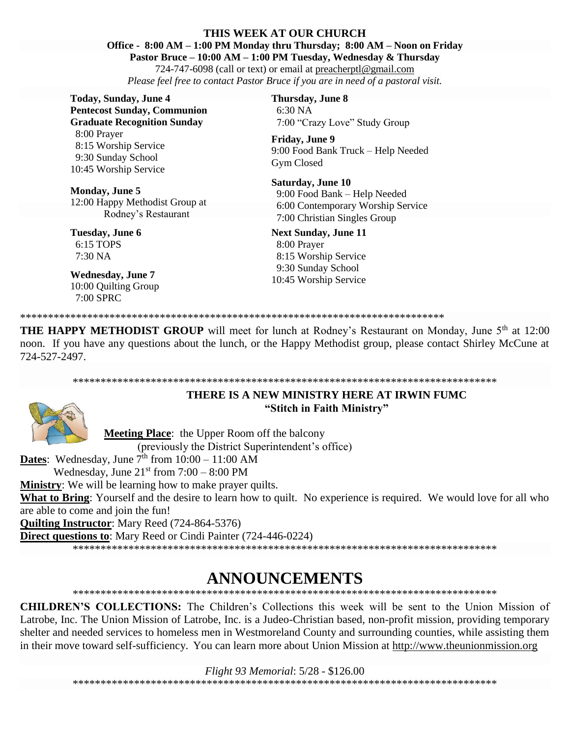## THIS WEEK AT OUR CHURCH

**Office - 8:00 AM – 1:00 PM Monday thru Thursday; 8:00 AM – Noon on Friday**
**Pastor Bruce – 10:00 AM – 1:00 PM Tuesday, Wednesday & Thursday**
724-747-6098 (call or text) or email at preacherptl@gmail.com
*Please feel free to contact Pastor Bruce if you are in need of a pastoral visit.*

**Today, Sunday, June 4**
**Pentecost Sunday, Communion**
**Graduate Recognition Sunday**
8:00 Prayer
8:15 Worship Service
9:30 Sunday School
10:45 Worship Service

**Monday, June 5**
12:00 Happy Methodist Group at Rodney's Restaurant

**Tuesday, June 6**
6:15 TOPS
7:30 NA

**Wednesday, June 7**
10:00 Quilting Group
7:00 SPRC

**Thursday, June 8**
6:30 NA
7:00 "Crazy Love" Study Group

**Friday, June 9**
9:00 Food Bank Truck – Help Needed
Gym Closed

**Saturday, June 10**
9:00 Food Bank – Help Needed
6:00 Contemporary Worship Service
7:00 Christian Singles Group

**Next Sunday, June 11**
8:00 Prayer
8:15 Worship Service
9:30 Sunday School
10:45 Worship Service

***********************************************************************************

**THE HAPPY METHODIST GROUP** will meet for lunch at Rodney's Restaurant on Monday, June 5th at 12:00 noon. If you have any questions about the lunch, or the Happy Methodist group, please contact Shirley McCune at 724-527-2497.

***********************************************************************************

**THERE IS A NEW MINISTRY HERE AT IRWIN FUMC**
**"Stitch in Faith Ministry"**

**Meeting Place**: the Upper Room off the balcony (previously the District Superintendent's office)

**Dates**: Wednesday, June 7th from 10:00 – 11:00 AM
Wednesday, June 21st from 7:00 – 8:00 PM

**Ministry**: We will be learning how to make prayer quilts.

**What to Bring**: Yourself and the desire to learn how to quilt. No experience is required. We would love for all who are able to come and join the fun!

**Quilting Instructor**: Mary Reed (724-864-5376)

**Direct questions to**: Mary Reed or Cindi Painter (724-446-0224)

***********************************************************************************

# ANNOUNCEMENTS

***********************************************************************************

**CHILDREN'S COLLECTIONS:** The Children's Collections this week will be sent to the Union Mission of Latrobe, Inc. The Union Mission of Latrobe, Inc. is a Judeo-Christian based, non-profit mission, providing temporary shelter and needed services to homeless men in Westmoreland County and surrounding counties, while assisting them in their move toward self-sufficiency. You can learn more about Union Mission at http://www.theunionmission.org

*Flight 93 Memorial*: 5/28 - $126.00

***********************************************************************************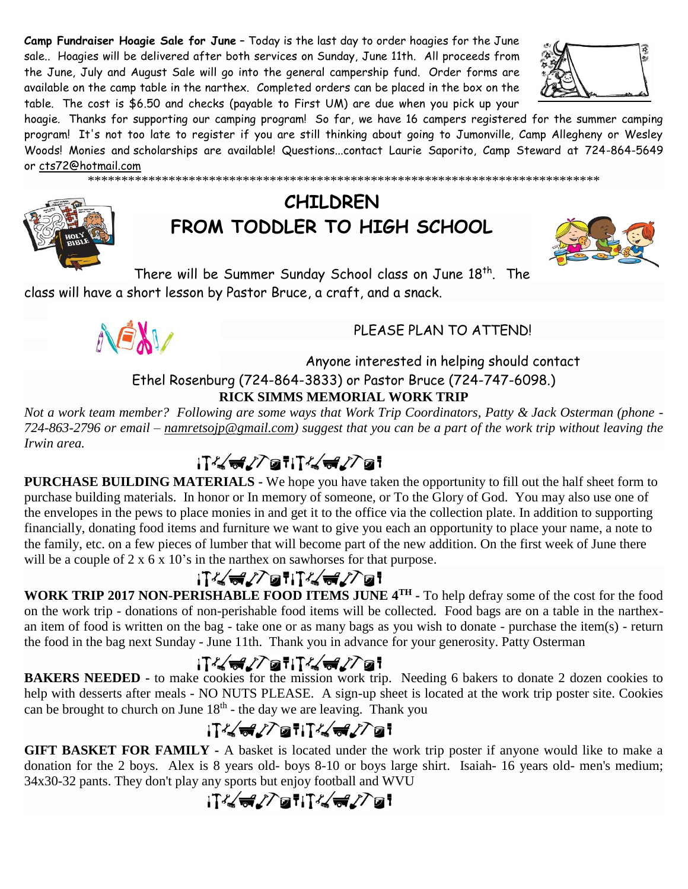**Camp Fundraiser Hoagie Sale for June** – Today is the last day to order hoagies for the June sale.. Hoagies will be delivered after both services on Sunday, June 11th. All proceeds from the June, July and August Sale will go into the general campership fund. Order forms are available on the camp table in the narthex. Completed orders can be placed in the box on the table. The cost is $6.50 and checks (payable to First UM) are due when you pick up your hoagie. Thanks for supporting our camping program! So far, we have 16 campers registered for the summer camping program! It's not too late to register if you are still thinking about going to Jumonville, Camp Allegheny or Wesley Woods! Monies and scholarships are available! Questions...contact Laurie Saporito, Camp Steward at 724-864-5649 or cts72@hotmail.com

*******************************************************************************

## CHILDREN
## FROM TODDLER TO HIGH SCHOOL

There will be Summer Sunday School class on June 18th. The class will have a short lesson by Pastor Bruce, a craft, and a snack.

PLEASE PLAN TO ATTEND!

Anyone interested in helping should contact Ethel Rosenburg (724-864-3833) or Pastor Bruce (724-747-6098.)

## RICK SIMMS MEMORIAL WORK TRIP

*Not a work team member? Following are some ways that Work Trip Coordinators, Patty & Jack Osterman (phone - 724-863-2796 or email – namretsojp@gmail.com) suggest that you can be a part of the work trip without leaving the Irwin area.*

**PURCHASE BUILDING MATERIALS** - We hope you have taken the opportunity to fill out the half sheet form to purchase building materials. In honor or In memory of someone, or To the Glory of God. You may also use one of the envelopes in the pews to place monies in and get it to the office via the collection plate. In addition to supporting financially, donating food items and furniture we want to give you each an opportunity to place your name, a note to the family, etc. on a few pieces of lumber that will become part of the new addition. On the first week of June there will be a couple of 2 x 6 x 10's in the narthex on sawhorses for that purpose.

**WORK TRIP 2017 NON-PERISHABLE FOOD ITEMS JUNE 4TH** - To help defray some of the cost for the food on the work trip - donations of non-perishable food items will be collected. Food bags are on a table in the narthex- an item of food is written on the bag - take one or as many bags as you wish to donate - purchase the item(s) - return the food in the bag next Sunday - June 11th. Thank you in advance for your generosity. Patty Osterman

**BAKERS NEEDED** - to make cookies for the mission work trip. Needing 6 bakers to donate 2 dozen cookies to help with desserts after meals - NO NUTS PLEASE. A sign-up sheet is located at the work trip poster site. Cookies can be brought to church on June 18th - the day we are leaving. Thank you

**GIFT BASKET FOR FAMILY** - A basket is located under the work trip poster if anyone would like to make a donation for the 2 boys. Alex is 8 years old- boys 8-10 or boys large shirt. Isaiah- 16 years old- men's medium; 34x30-32 pants. They don't play any sports but enjoy football and WVU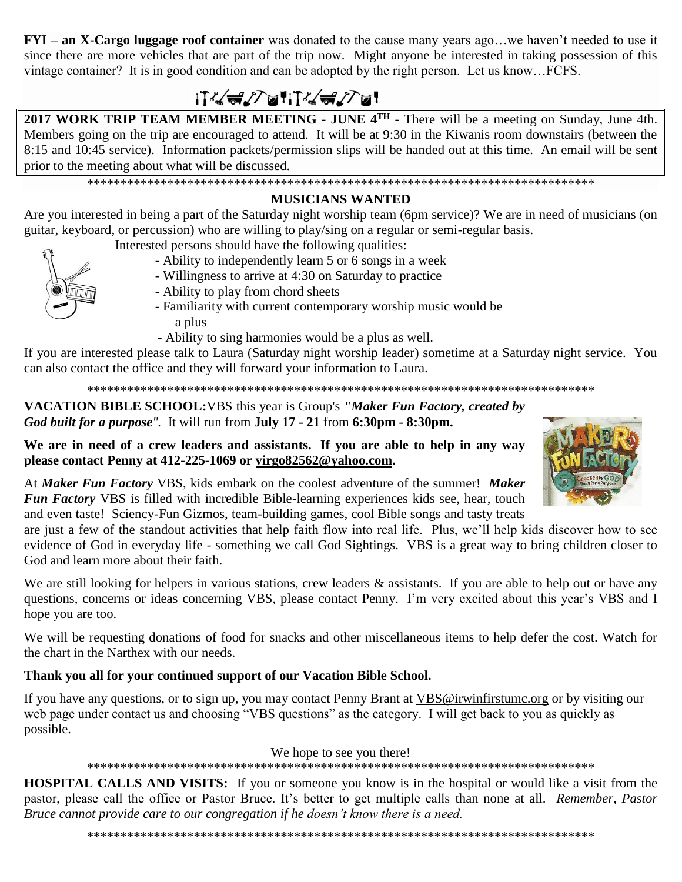**FYI – an X-Cargo luggage roof container** was donated to the cause many years ago…we haven't needed to use it since there are more vehicles that are part of the trip now. Might anyone be interested in taking possession of this vintage container? It is in good condition and can be adopted by the right person. Let us know…FCFS.

**2017 WORK TRIP TEAM MEMBER MEETING - JUNE 4TH -** There will be a meeting on Sunday, June 4th. Members going on the trip are encouraged to attend. It will be at 9:30 in the Kiwanis room downstairs (between the 8:15 and 10:45 service). Information packets/permission slips will be handed out at this time. An email will be sent prior to the meeting about what will be discussed.

*******************************************************************************

## MUSICIANS WANTED

Are you interested in being a part of the Saturday night worship team (6pm service)? We are in need of musicians (on guitar, keyboard, or percussion) who are willing to play/sing on a regular or semi-regular basis.

Interested persons should have the following qualities:

- Ability to independently learn 5 or 6 songs in a week
- Willingness to arrive at 4:30 on Saturday to practice
- Ability to play from chord sheets
- Familiarity with current contemporary worship music would be a plus
- Ability to sing harmonies would be a plus as well.

If you are interested please talk to Laura (Saturday night worship leader) sometime at a Saturday night service. You can also contact the office and they will forward your information to Laura.

*******************************************************************************

**VACATION BIBLE SCHOOL:**VBS this year is Group's ***"Maker Fun Factory, created by God built for a purpose"***. It will run from **July 17 - 21** from **6:30pm - 8:30pm.**

**We are in need of a crew leaders and assistants. If you are able to help in any way please contact Penny at 412-225-1069 or virgo82562@yahoo.com.**

At ***Maker Fun Factory*** VBS, kids embark on the coolest adventure of the summer! ***Maker Fun Factory*** VBS is filled with incredible Bible-learning experiences kids see, hear, touch and even taste! Sciency-Fun Gizmos, team-building games, cool Bible songs and tasty treats are just a few of the standout activities that help faith flow into real life. Plus, we'll help kids discover how to see evidence of God in everyday life - something we call God Sightings. VBS is a great way to bring children closer to God and learn more about their faith.

We are still looking for helpers in various stations, crew leaders & assistants. If you are able to help out or have any questions, concerns or ideas concerning VBS, please contact Penny. I'm very excited about this year's VBS and I hope you are too.

We will be requesting donations of food for snacks and other miscellaneous items to help defer the cost. Watch for the chart in the Narthex with our needs.

**Thank you all for your continued support of our Vacation Bible School.**

If you have any questions, or to sign up, you may contact Penny Brant at VBS@irwinfirstumc.org or by visiting our web page under contact us and choosing "VBS questions" as the category. I will get back to you as quickly as possible.

We hope to see you there!

*******************************************************************************

**HOSPITAL CALLS AND VISITS:** If you or someone you know is in the hospital or would like a visit from the pastor, please call the office or Pastor Bruce. It's better to get multiple calls than none at all. *Remember, Pastor Bruce cannot provide care to our congregation if he doesn't know there is a need.*

*******************************************************************************